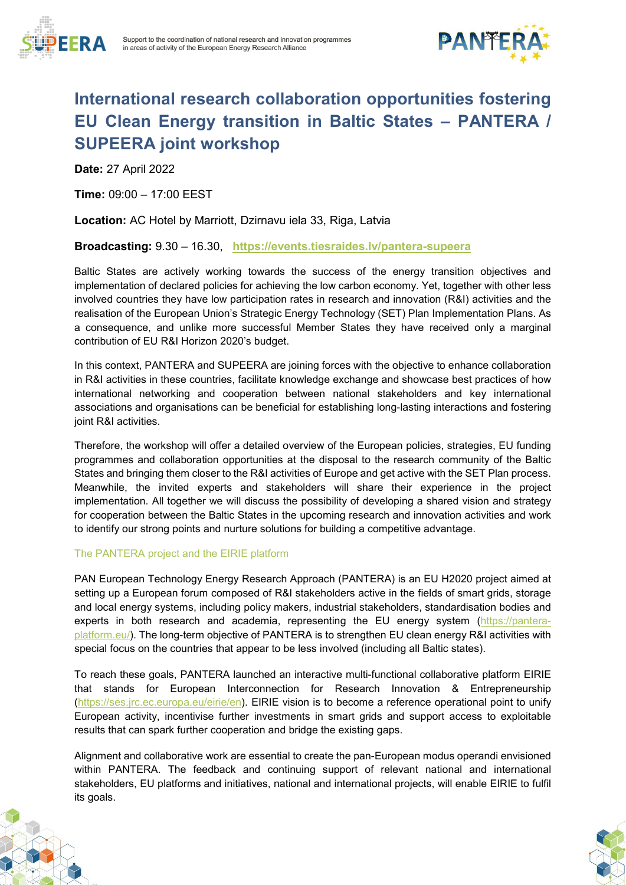# International research collaboration opportunities fostering EU Clean Energy transition in Baltic States – PANTERA / SUPEERA joint workshop

**Date:** 27 April 2022

**Time:** 09:00 – 17:00 EEST

**Location:** AC Hotel by Marriott, Dzirnavu iela 33, Riga, Latvia

**Broadcasting:** 9.30 – 16.30, **https://events.tiesraides.lv/pantera-supeera**

Baltic States are actively working towards the success of the energy transition objectives and implementation of declared policies for achieving the low carbon economy. Yet, together with other less involved countries they have low participation rates in research and innovation (R&I) activities and the realisation of the European Union's Strategic Energy Technology (SET) Plan Implementation Plans. As a consequence, and unlike more successful Member States they have received only a marginal contribution of EU R&I Horizon 2020's budget.

In this context, PANTERA and SUPEERA are joining forces with the objective to enhance collaboration in R&I activities in these countries, facilitate knowledge exchange and showcase best practices of how international networking and cooperation between national stakeholders and key international associations and organisations can be beneficial for establishing long-lasting interactions and fostering joint R&I activities.

Therefore, the workshop will offer a detailed overview of the European policies, strategies, EU funding programmes and collaboration opportunities at the disposal to the research community of the Baltic States and bringing them closer to the R&I activities of Europe and get active with the SET Plan process. Meanwhile, the invited experts and stakeholders will share their experience in the project implementation. All together we will discuss the possibility of developing a shared vision and strategy for cooperation between the Baltic States in the upcoming research and innovation activities and work to identify our strong points and nurture solutions for building a competitive advantage.

## The PANTERA project and the EIRIE platform

PAN European Technology Energy Research Approach (PANTERA) is an EU H2020 project aimed at setting up a European forum composed of R&I stakeholders active in the fields of smart grids, storage and local energy systems, including policy makers, industrial stakeholders, standardisation bodies and experts in both research and academia, representing the EU energy system (https://pantera-platform.eu/). The long-term objective of PANTERA is to strengthen EU clean energy R&I activities with special focus on the countries that appear to be less involved (including all Baltic states).

To reach these goals, PANTERA launched an interactive multi-functional collaborative platform EIRIE that stands for European Interconnection for Research Innovation & Entrepreneurship (https://ses.jrc.ec.europa.eu/eirie/en). EIRIE vision is to become a reference operational point to unify European activity, incentivise further investments in smart grids and support access to exploitable results that can spark further cooperation and bridge the existing gaps.

Alignment and collaborative work are essential to create the pan-European modus operandi envisioned within PANTERA. The feedback and continuing support of relevant national and international stakeholders, EU platforms and initiatives, national and international projects, will enable EIRIE to fulfil its goals.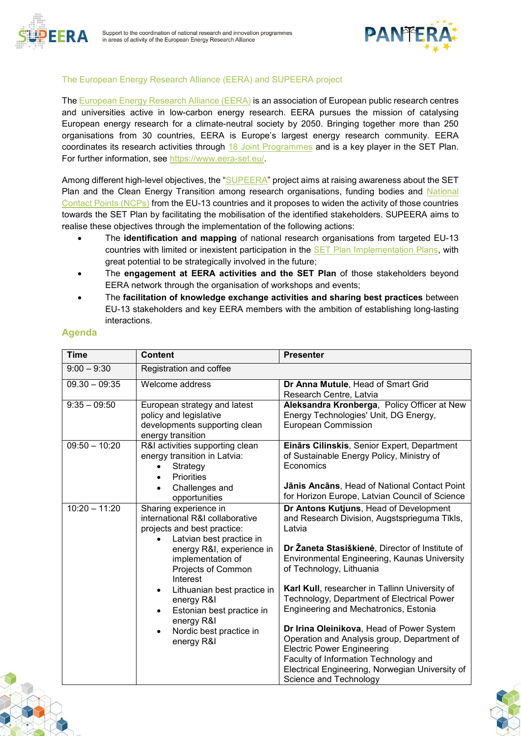## The European Energy Research Alliance (EERA) and SUPEERA project

The European Energy Research Alliance (EERA) is an association of European public research centres and universities active in low-carbon energy research. EERA pursues the mission of catalysing European energy research for a climate-neutral society by 2050. Bringing together more than 250 organisations from 30 countries, EERA is Europe's largest energy research community. EERA coordinates its research activities through 18 Joint Programmes and is a key player in the SET Plan. For further information, see https://www.eera-set.eu/.

Among different high-level objectives, the "SUPEERA" project aims at raising awareness about the SET Plan and the Clean Energy Transition among research organisations, funding bodies and National Contact Points (NCPs) from the EU-13 countries and it proposes to widen the activity of those countries towards the SET Plan by facilitating the mobilisation of the identified stakeholders. SUPEERA aims to realise these objectives through the implementation of the following actions:

- The **identification and mapping** of national research organisations from targeted EU-13 countries with limited or inexistent participation in the SET Plan Implementation Plans, with great potential to be strategically involved in the future;
- The **engagement at EERA activities and the SET Plan** of those stakeholders beyond EERA network through the organisation of workshops and events;
- The **facilitation of knowledge exchange activities and sharing best practices** between EU-13 stakeholders and key EERA members with the ambition of establishing long-lasting interactions.

## Agenda

| Time | Content | Presenter |
|---|---|---|
| 9:00 – 9:30 | Registration and coffee | |
| 09.30 – 09:35 | Welcome address | **Dr Anna Mutule**, Head of Smart Grid Research Centre, Latvia |
| 9:35 – 09:50 | European strategy and latest policy and legislative developments supporting clean energy transition | **Aleksandra Kronberga**, Policy Officer at New Energy Technologies' Unit, DG Energy, European Commission |
| 09:50 – 10:20 | R&I activities supporting clean energy transition in Latvia:<br>• Strategy<br>• Priorities<br>• Challenges and opportunities | **Einārs Cilinskis**, Senior Expert, Department of Sustainable Energy Policy, Ministry of Economics<br><br>**Jānis Ancāns**, Head of National Contact Point for Horizon Europe, Latvian Council of Science |
| 10:20 – 11:20 | Sharing experience in international R&I collaborative projects and best practice:<br>• Latvian best practice in energy R&I, experience in implementation of Projects of Common Interest<br>• Lithuanian best practice in energy R&I<br>• Estonian best practice in energy R&I<br>• Nordic best practice in energy R&I | **Dr Antons Kutjuns**, Head of Development and Research Division, Augstsprieguma Tīkls, Latvia<br><br>**Dr Žaneta Stasiškienė**, Director of Institute of Environmental Engineering, Kaunas University of Technology, Lithuania<br><br>**Karl Kull**, researcher in Tallinn University of Technology, Department of Electrical Power Engineering and Mechatronics, Estonia<br><br>**Dr Irina Oleinikova**, Head of Power System Operation and Analysis group, Department of Electric Power Engineering<br>Faculty of Information Technology and Electrical Engineering, Norwegian University of Science and Technology |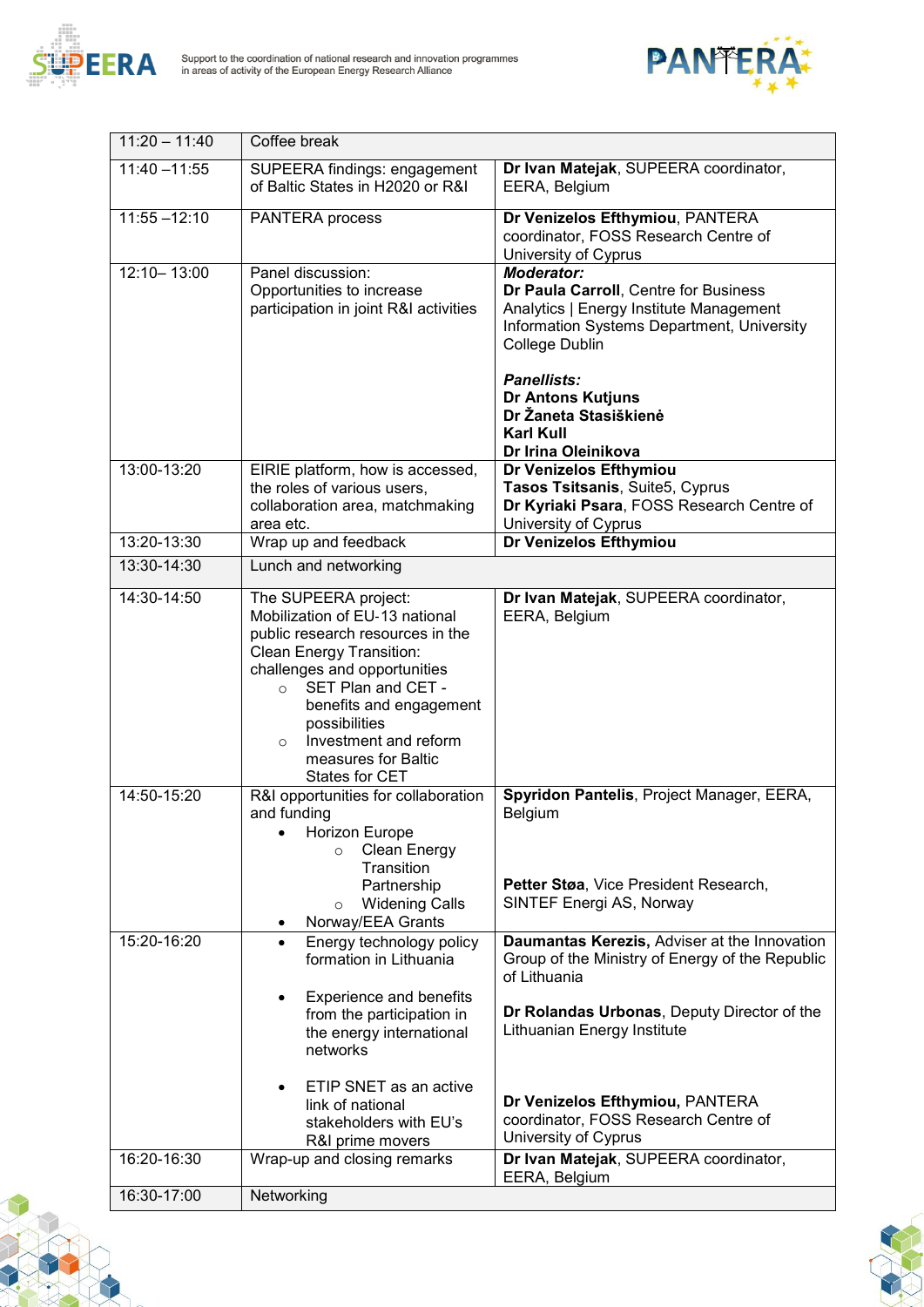| | | |
|---|---|---|
| 11:20 – 11:40 | Coffee break | |
| 11:40 –11:55 | SUPEERA findings: engagement of Baltic States in H2020 or R&I | **Dr Ivan Matejak**, SUPEERA coordinator, EERA, Belgium |
| 11:55 –12:10 | PANTERA process | **Dr Venizelos Efthymiou**, PANTERA coordinator, FOSS Research Centre of University of Cyprus |
| 12:10– 13:00 | Panel discussion: Opportunities to increase participation in joint R&I activities | ***Moderator:*** **Dr Paula Carroll**, Centre for Business Analytics \| Energy Institute Management Information Systems Department, University College Dublin<br><br>***Panellists:*** **Dr Antons Kutjuns** **Dr Žaneta Stasiškienė** **Karl Kull** **Dr Irina Oleinikova** |
| 13:00-13:20 | EIRIE platform, how is accessed, the roles of various users, collaboration area, matchmaking area etc. | **Dr Venizelos Efthymiou** **Tasos Tsitsanis**, Suite5, Cyprus **Dr Kyriaki Psara**, FOSS Research Centre of University of Cyprus |
| 13:20-13:30 | Wrap up and feedback | **Dr Venizelos Efthymiou** |
| 13:30-14:30 | Lunch and networking | |
| 14:30-14:50 | The SUPEERA project: Mobilization of EU-13 national public research resources in the Clean Energy Transition: challenges and opportunities<br>○ SET Plan and CET - benefits and engagement possibilities<br>○ Investment and reform measures for Baltic States for CET | **Dr Ivan Matejak**, SUPEERA coordinator, EERA, Belgium |
| 14:50-15:20 | R&I opportunities for collaboration and funding<br>• Horizon Europe<br>○ Clean Energy Transition Partnership<br>○ Widening Calls<br>• Norway/EEA Grants | **Spyridon Pantelis**, Project Manager, EERA, Belgium<br><br>**Petter Støa**, Vice President Research, SINTEF Energi AS, Norway |
| 15:20-16:20 | • Energy technology policy formation in Lithuania<br><br>• Experience and benefits from the participation in the energy international networks<br><br>• ETIP SNET as an active link of national stakeholders with EU's R&I prime movers | **Daumantas Kerezis,** Adviser at the Innovation Group of the Ministry of Energy of the Republic of Lithuania<br><br>**Dr Rolandas Urbonas**, Deputy Director of the Lithuanian Energy Institute<br><br>**Dr Venizelos Efthymiou,** PANTERA coordinator, FOSS Research Centre of University of Cyprus |
| 16:20-16:30 | Wrap-up and closing remarks | **Dr Ivan Matejak**, SUPEERA coordinator, EERA, Belgium |
| 16:30-17:00 | Networking | |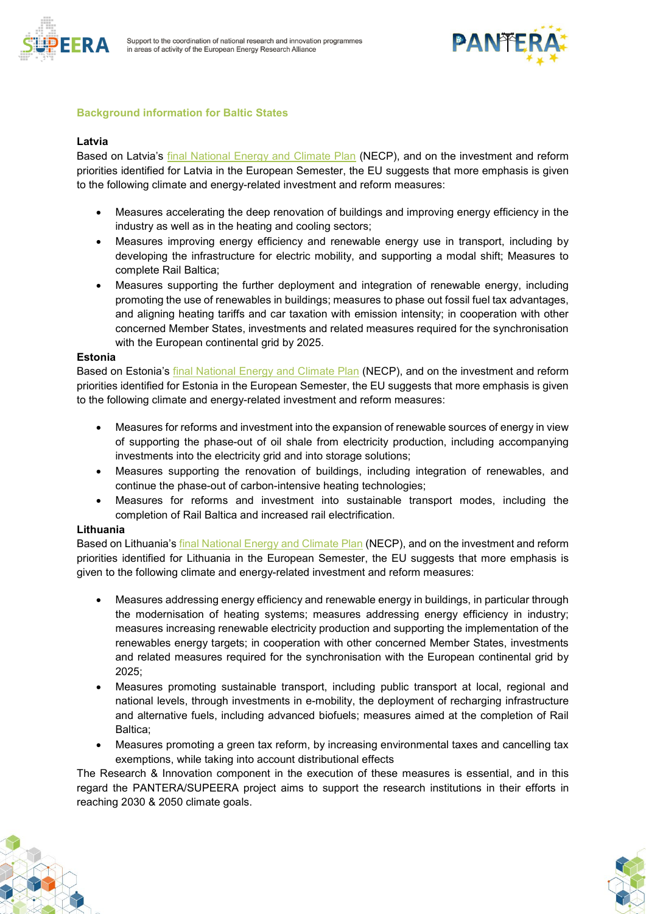## Background information for Baltic States

**Latvia**

Based on Latvia's final National Energy and Climate Plan (NECP), and on the investment and reform priorities identified for Latvia in the European Semester, the EU suggests that more emphasis is given to the following climate and energy-related investment and reform measures:

- Measures accelerating the deep renovation of buildings and improving energy efficiency in the industry as well as in the heating and cooling sectors;
- Measures improving energy efficiency and renewable energy use in transport, including by developing the infrastructure for electric mobility, and supporting a modal shift; Measures to complete Rail Baltica;
- Measures supporting the further deployment and integration of renewable energy, including promoting the use of renewables in buildings; measures to phase out fossil fuel tax advantages, and aligning heating tariffs and car taxation with emission intensity; in cooperation with other concerned Member States, investments and related measures required for the synchronisation with the European continental grid by 2025.

**Estonia**

Based on Estonia's final National Energy and Climate Plan (NECP), and on the investment and reform priorities identified for Estonia in the European Semester, the EU suggests that more emphasis is given to the following climate and energy-related investment and reform measures:

- Measures for reforms and investment into the expansion of renewable sources of energy in view of supporting the phase-out of oil shale from electricity production, including accompanying investments into the electricity grid and into storage solutions;
- Measures supporting the renovation of buildings, including integration of renewables, and continue the phase-out of carbon-intensive heating technologies;
- Measures for reforms and investment into sustainable transport modes, including the completion of Rail Baltica and increased rail electrification.

**Lithuania**

Based on Lithuania's final National Energy and Climate Plan (NECP), and on the investment and reform priorities identified for Lithuania in the European Semester, the EU suggests that more emphasis is given to the following climate and energy-related investment and reform measures:

- Measures addressing energy efficiency and renewable energy in buildings, in particular through the modernisation of heating systems; measures addressing energy efficiency in industry; measures increasing renewable electricity production and supporting the implementation of the renewables energy targets; in cooperation with other concerned Member States, investments and related measures required for the synchronisation with the European continental grid by 2025;
- Measures promoting sustainable transport, including public transport at local, regional and national levels, through investments in e-mobility, the deployment of recharging infrastructure and alternative fuels, including advanced biofuels; measures aimed at the completion of Rail Baltica;
- Measures promoting a green tax reform, by increasing environmental taxes and cancelling tax exemptions, while taking into account distributional effects

The Research & Innovation component in the execution of these measures is essential, and in this regard the PANTERA/SUPEERA project aims to support the research institutions in their efforts in reaching 2030 & 2050 climate goals.